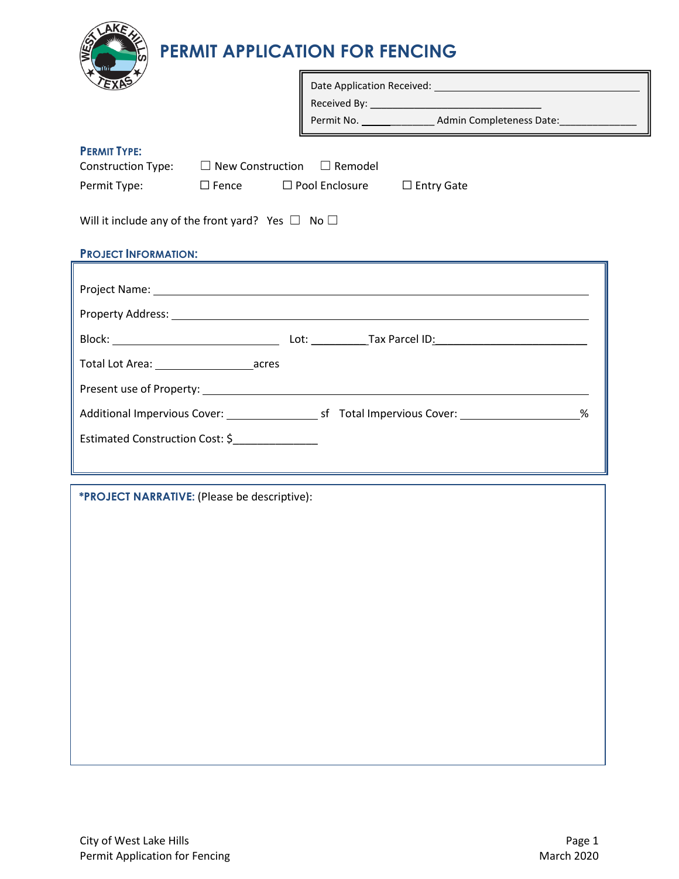# PERMIT APPLICATION FOR FENCING

Date Application Received: ______________________________

Received By: ______________________________

Permit No. _____________ Admin Completeness Date: ______________

**PERMIT TYPE:**

Construction Type: ☐ New Construction ☐ Remodel

Permit Type: ☐ Fence ☐ Pool Enclosure ☐ Entry Gate

Will it include any of the front yard? Yes ☐ No ☐

**PROJECT INFORMATION:**

Project Name: ______________________________________________

Property Address: ______________________________________________

Block: ______________________ Lot: __________ Tax Parcel ID: ______________________

Total Lot Area: ________________ acres

Present use of Property: ______________________________________________

Additional Impervious Cover: ______________ sf Total Impervious Cover: __________________ %

Estimated Construction Cost: $______________

**\*PROJECT NARRATIVE:** (Please be descriptive):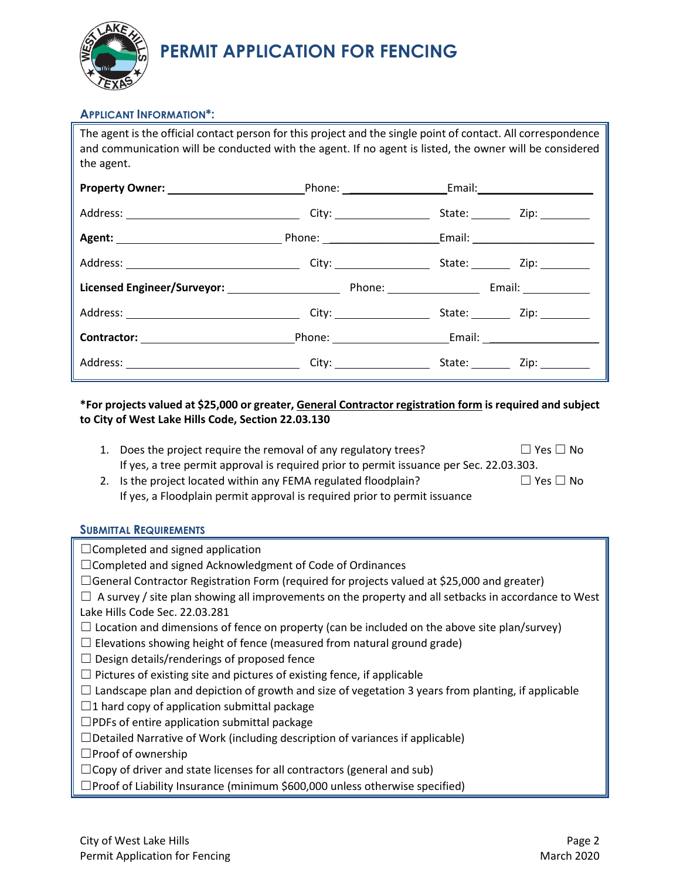# PERMIT APPLICATION FOR FENCING

## APPLICANT INFORMATION*:

The agent is the official contact person for this project and the single point of contact. All correspondence and communication will be conducted with the agent. If no agent is listed, the owner will be considered the agent.

**Property Owner:** ______________________ Phone: ________________ Email: ____________________

Address: ____________________________ City: ________________ State: _______ Zip: ________

**Agent:** ____________________________ Phone: __________________ Email: ____________________

Address: ____________________________ City: ________________ State: _______ Zip: ________

**Licensed Engineer/Surveyor:** ____________________ Phone: ________________ Email: ____________

Address: ____________________________ City: ________________ State: _______ Zip: ________

**Contractor:** __________________________ Phone: __________________ Email: ___________________

Address: ____________________________ City: ________________ State: _______ Zip: ________

**\*For projects valued at $25,000 or greater, General Contractor registration form is required and subject to City of West Lake Hills Code, Section 22.03.130**

1. Does the project require the removal of any regulatory trees? ☐ Yes ☐ No
   If yes, a tree permit approval is required prior to permit issuance per Sec. 22.03.303.
2. Is the project located within any FEMA regulated floodplain? ☐ Yes ☐ No
   If yes, a Floodplain permit approval is required prior to permit issuance

## SUBMITTAL REQUIREMENTS

☐Completed and signed application
☐Completed and signed Acknowledgment of Code of Ordinances
☐General Contractor Registration Form (required for projects valued at $25,000 and greater)
☐ A survey / site plan showing all improvements on the property and all setbacks in accordance to West Lake Hills Code Sec. 22.03.281
☐ Location and dimensions of fence on property (can be included on the above site plan/survey)
☐ Elevations showing height of fence (measured from natural ground grade)
☐ Design details/renderings of proposed fence
☐ Pictures of existing site and pictures of existing fence, if applicable
☐ Landscape plan and depiction of growth and size of vegetation 3 years from planting, if applicable
☐1 hard copy of application submittal package
☐PDFs of entire application submittal package
☐Detailed Narrative of Work (including description of variances if applicable)
☐Proof of ownership
☐Copy of driver and state licenses for all contractors (general and sub)
☐Proof of Liability Insurance (minimum $600,000 unless otherwise specified)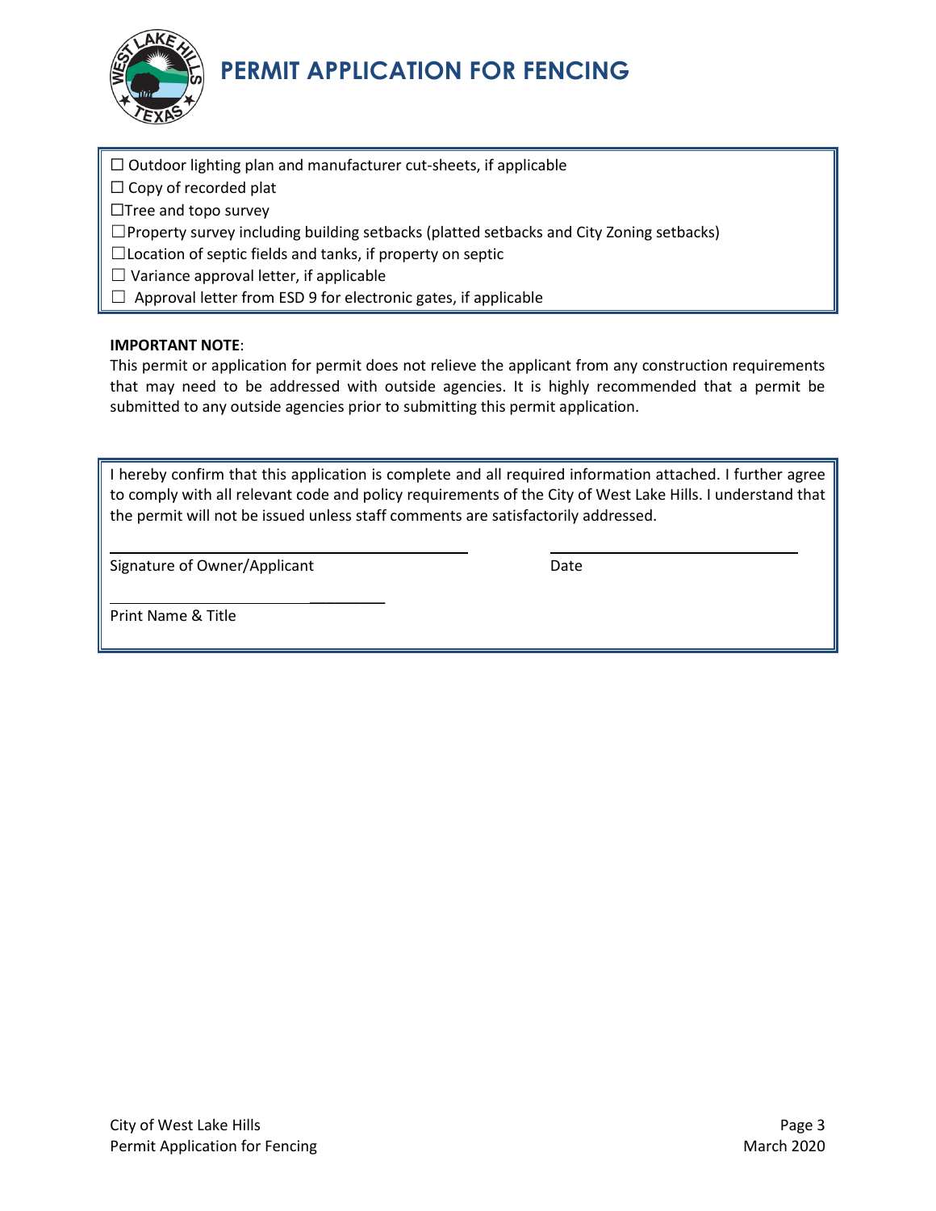# PERMIT APPLICATION FOR FENCING

- ☐ Outdoor lighting plan and manufacturer cut-sheets, if applicable
- ☐ Copy of recorded plat
- ☐ Tree and topo survey
- ☐ Property survey including building setbacks (platted setbacks and City Zoning setbacks)
- ☐ Location of septic fields and tanks, if property on septic
- ☐ Variance approval letter, if applicable
- ☐ Approval letter from ESD 9 for electronic gates, if applicable

**IMPORTANT NOTE**:
This permit or application for permit does not relieve the applicant from any construction requirements that may need to be addressed with outside agencies. It is highly recommended that a permit be submitted to any outside agencies prior to submitting this permit application.

I hereby confirm that this application is complete and all required information attached. I further agree to comply with all relevant code and policy requirements of the City of West Lake Hills. I understand that the permit will not be issued unless staff comments are satisfactorily addressed.

\_\_\_\_\_\_\_\_\_\_\_\_\_\_\_\_\_\_\_\_\_\_\_\_\_\_\_\_\_\_\_\_\_\_\_\_ \_\_\_\_\_\_\_\_\_\_\_\_\_\_\_\_\_\_\_\_\_\_\_\_\_

Signature of Owner/Applicant Date

\_\_\_\_\_\_\_\_\_\_\_\_\_\_\_\_\_\_\_\_\_\_\_\_\_\_\_\_

Print Name & Title